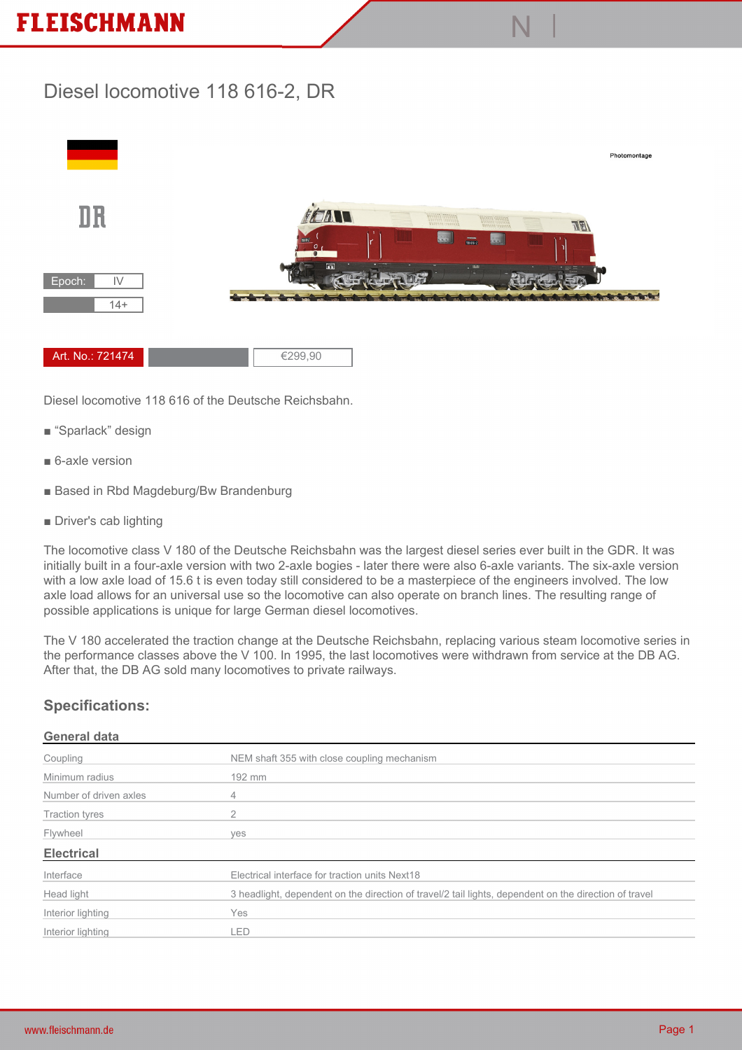# Diesel locomotive 118 616-2, DR

DR

Epoch: IV

14+

Photomontage

Art. No.: 721474 | €299,90

Diesel locomotive 118 616 of the Deutsche Reichsbahn.

- “Sparlack” design
- 6-axle version
- Based in Rbd Magdeburg/Bw Brandenburg
- Driver's cab lighting

The locomotive class V 180 of the Deutsche Reichsbahn was the largest diesel series ever built in the GDR. It was initially built in a four-axle version with two 2-axle bogies - later there were also 6-axle variants. The six-axle version with a low axle load of 15.6 t is even today still considered to be a masterpiece of the engineers involved. The low axle load allows for an universal use so the locomotive can also operate on branch lines. The resulting range of possible applications is unique for large German diesel locomotives.

The V 180 accelerated the traction change at the Deutsche Reichsbahn, replacing various steam locomotive series in the performance classes above the V 100. In 1995, the last locomotives were withdrawn from service at the DB AG. After that, the DB AG sold many locomotives to private railways.

## Specifications:

### General data

| | |
|---|---|
| Coupling | NEM shaft 355 with close coupling mechanism |
| Minimum radius | 192 mm |
| Number of driven axles | 4 |
| Traction tyres | 2 |
| Flywheel | yes |

### Electrical

| | |
|---|---|
| Interface | Electrical interface for traction units Next18 |
| Head light | 3 headlight, dependent on the direction of travel/2 tail lights, dependent on the direction of travel |
| Interior lighting | Yes |
| Interior lighting | LED |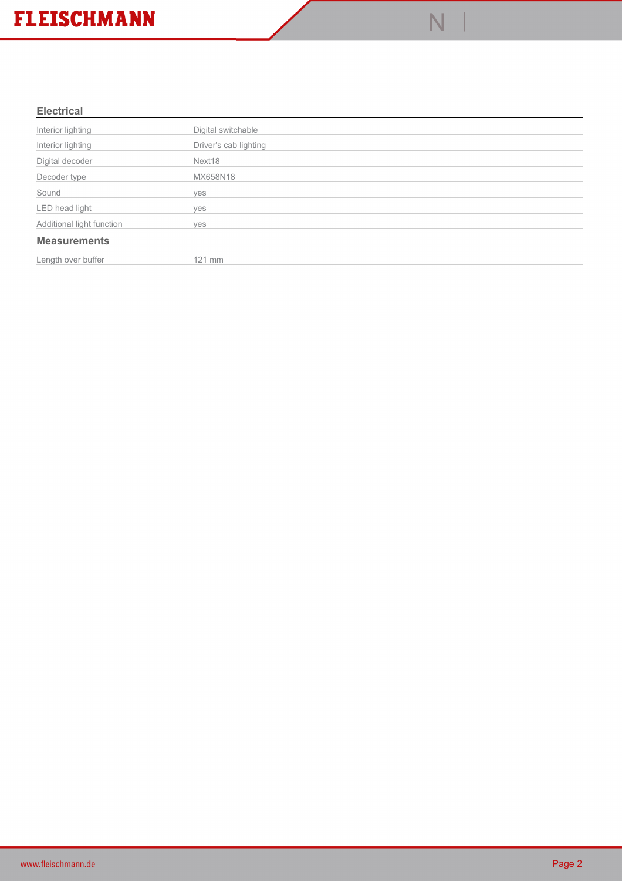## Electrical

| | |
|---|---|
| Interior lighting | Digital switchable |
| Interior lighting | Driver's cab lighting |
| Digital decoder | Next18 |
| Decoder type | MX658N18 |
| Sound | yes |
| LED head light | yes |
| Additional light function | yes |

## Measurements

| | |
|---|---|
| Length over buffer | 121 mm |